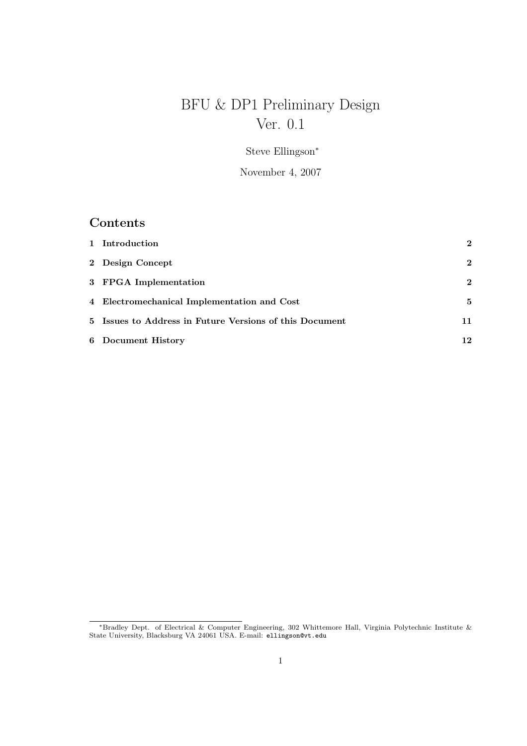# BFU & DP1 Preliminary Design
# Ver. 0.1

Steve Ellingson*

November 4, 2007

## Contents

| | | |
|---|---|---|
| **1** | **Introduction** | **2** |
| **2** | **Design Concept** | **2** |
| **3** | **FPGA Implementation** | **2** |
| **4** | **Electromechanical Implementation and Cost** | **5** |
| **5** | **Issues to Address in Future Versions of this Document** | **11** |
| **6** | **Document History** | **12** |

*Bradley Dept. of Electrical & Computer Engineering, 302 Whittemore Hall, Virginia Polytechnic Institute & State University, Blacksburg VA 24061 USA. E-mail: ellingson@vt.edu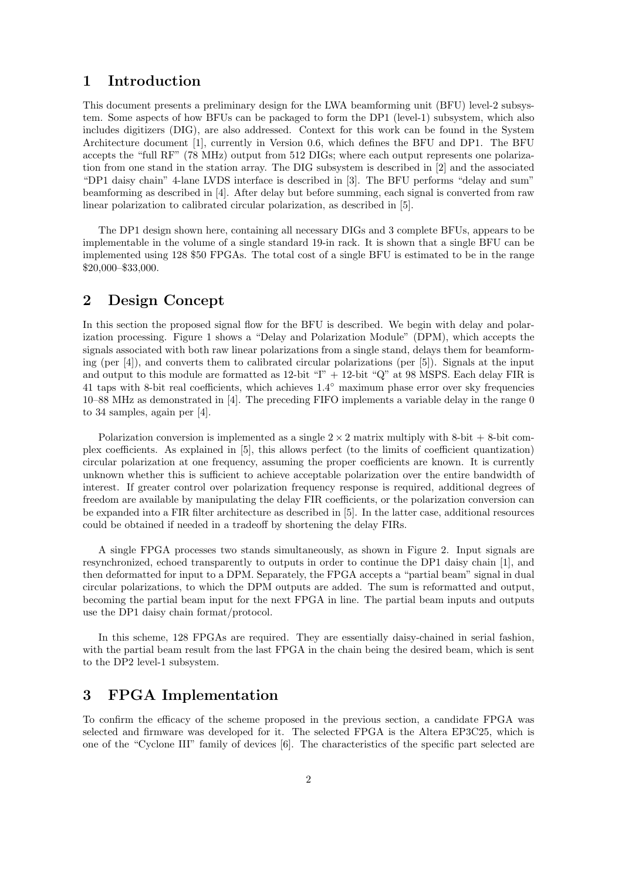# 1 Introduction

This document presents a preliminary design for the LWA beamforming unit (BFU) level-2 subsystem. Some aspects of how BFUs can be packaged to form the DP1 (level-1) subsystem, which also includes digitizers (DIG), are also addressed. Context for this work can be found in the System Architecture document [1], currently in Version 0.6, which defines the BFU and DP1. The BFU accepts the "full RF" (78 MHz) output from 512 DIGs; where each output represents one polarization from one stand in the station array. The DIG subsystem is described in [2] and the associated "DP1 daisy chain" 4-lane LVDS interface is described in [3]. The BFU performs "delay and sum" beamforming as described in [4]. After delay but before summing, each signal is converted from raw linear polarization to calibrated circular polarization, as described in [5].

The DP1 design shown here, containing all necessary DIGs and 3 complete BFUs, appears to be implementable in the volume of a single standard 19-in rack. It is shown that a single BFU can be implemented using 128 $50 FPGAs. The total cost of a single BFU is estimated to be in the range $20,000–$33,000.

# 2 Design Concept

In this section the proposed signal flow for the BFU is described. We begin with delay and polarization processing. Figure 1 shows a "Delay and Polarization Module" (DPM), which accepts the signals associated with both raw linear polarizations from a single stand, delays them for beamforming (per [4]), and converts them to calibrated circular polarizations (per [5]). Signals at the input and output to this module are formatted as 12-bit "I" + 12-bit "Q" at 98 MSPS. Each delay FIR is 41 taps with 8-bit real coefficients, which achieves 1.4° maximum phase error over sky frequencies 10–88 MHz as demonstrated in [4]. The preceding FIFO implements a variable delay in the range 0 to 34 samples, again per [4].

Polarization conversion is implemented as a single $2 \times 2$ matrix multiply with 8-bit + 8-bit complex coefficients. As explained in [5], this allows perfect (to the limits of coefficient quantization) circular polarization at one frequency, assuming the proper coefficients are known. It is currently unknown whether this is sufficient to achieve acceptable polarization over the entire bandwidth of interest. If greater control over polarization frequency response is required, additional degrees of freedom are available by manipulating the delay FIR coefficients, or the polarization conversion can be expanded into a FIR filter architecture as described in [5]. In the latter case, additional resources could be obtained if needed in a tradeoff by shortening the delay FIRs.

A single FPGA processes two stands simultaneously, as shown in Figure 2. Input signals are resynchronized, echoed transparently to outputs in order to continue the DP1 daisy chain [1], and then deformatted for input to a DPM. Separately, the FPGA accepts a "partial beam" signal in dual circular polarizations, to which the DPM outputs are added. The sum is reformatted and output, becoming the partial beam input for the next FPGA in line. The partial beam inputs and outputs use the DP1 daisy chain format/protocol.

In this scheme, 128 FPGAs are required. They are essentially daisy-chained in serial fashion, with the partial beam result from the last FPGA in the chain being the desired beam, which is sent to the DP2 level-1 subsystem.

# 3 FPGA Implementation

To confirm the efficacy of the scheme proposed in the previous section, a candidate FPGA was selected and firmware was developed for it. The selected FPGA is the Altera EP3C25, which is one of the "Cyclone III" family of devices [6]. The characteristics of the specific part selected are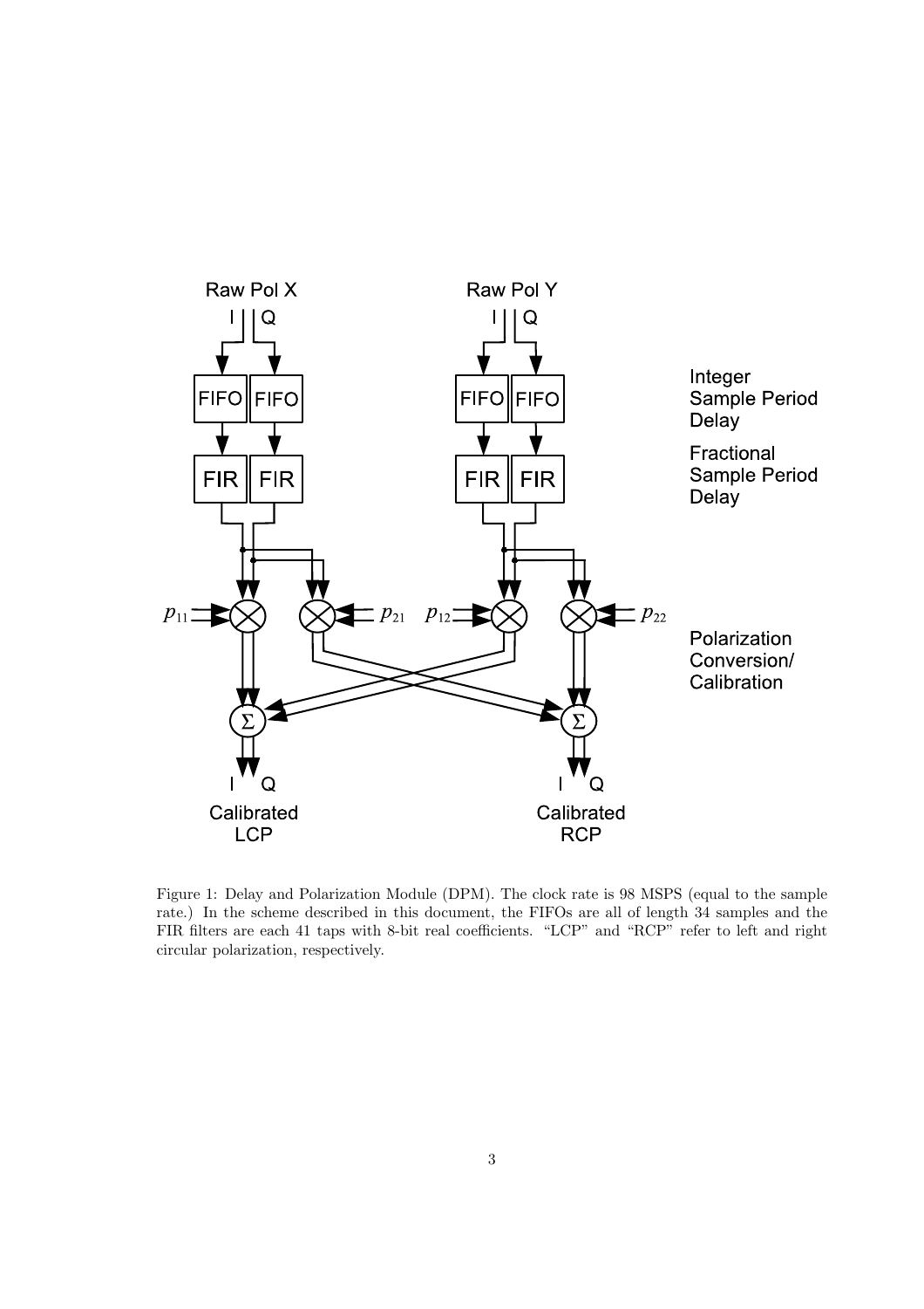Figure 1: Delay and Polarization Module (DPM). The clock rate is 98 MSPS (equal to the sample rate.) In the scheme described in this document, the FIFOs are all of length 34 samples and the FIR filters are each 41 taps with 8-bit real coefficients. "LCP" and "RCP" refer to left and right circular polarization, respectively.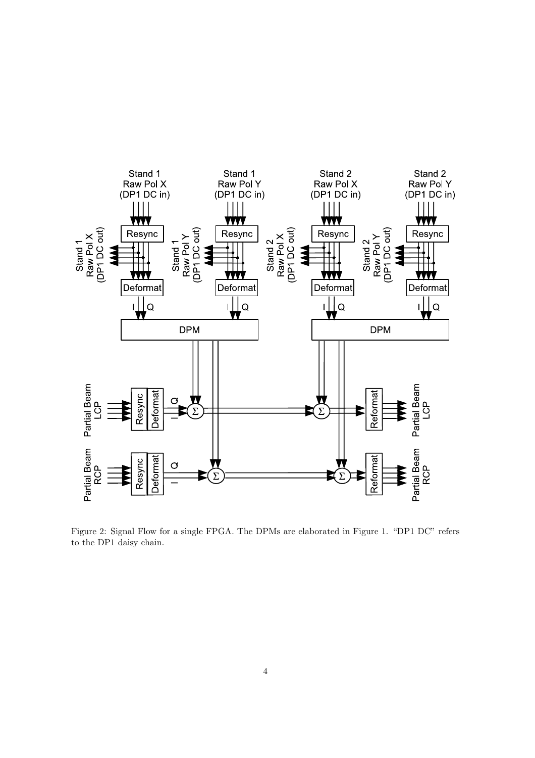Figure 2: Signal Flow for a single FPGA. The DPMs are elaborated in Figure 1. "DP1 DC" refers to the DP1 daisy chain.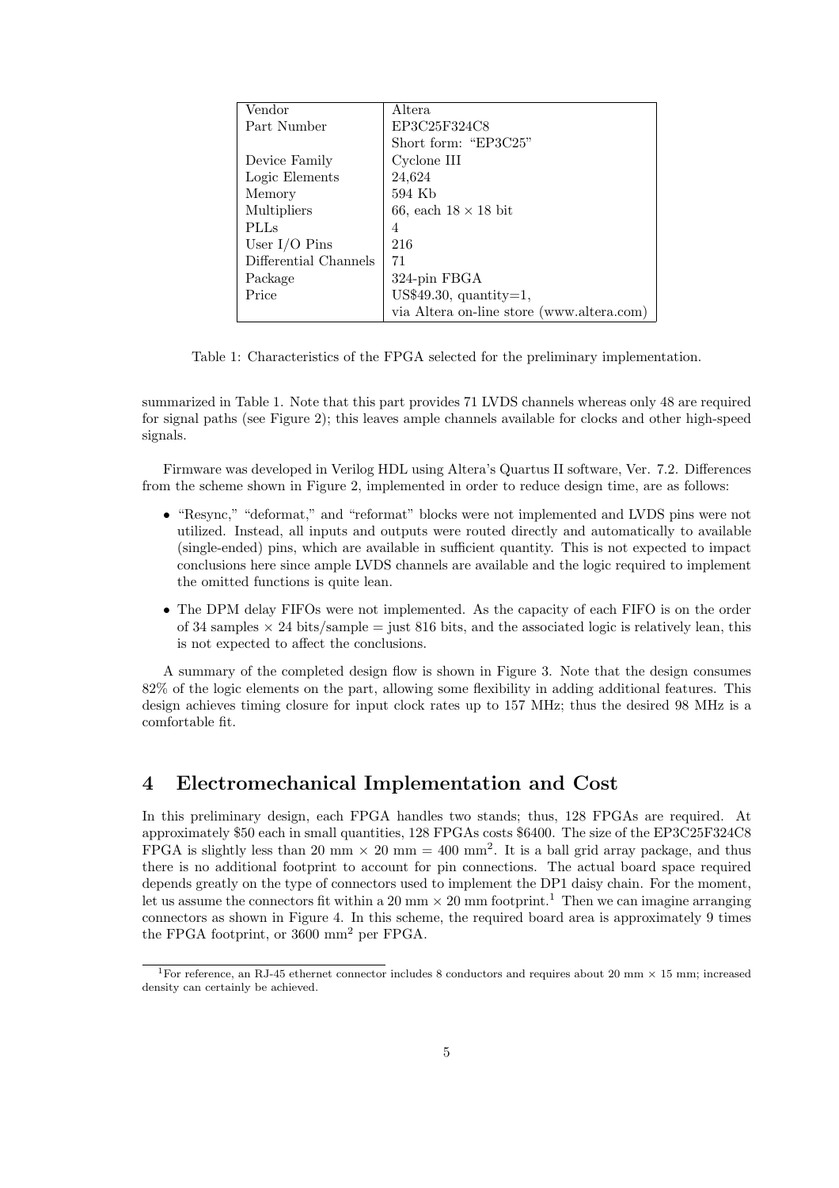| Vendor | Altera |
|---|---|
| Part Number | EP3C25F324C8<br>Short form: "EP3C25" |
| Device Family | Cyclone III |
| Logic Elements | 24,624 |
| Memory | 594 Kb |
| Multipliers | 66, each $18 \times 18$ bit |
| PLLs | 4 |
| User I/O Pins | 216 |
| Differential Channels | 71 |
| Package | 324-pin FBGA |
| Price | US$49.30, quantity=1,<br>via Altera on-line store (www.altera.com) |

Table 1: Characteristics of the FPGA selected for the preliminary implementation.

summarized in Table 1. Note that this part provides 71 LVDS channels whereas only 48 are required for signal paths (see Figure 2); this leaves ample channels available for clocks and other high-speed signals.

Firmware was developed in Verilog HDL using Altera's Quartus II software, Ver. 7.2. Differences from the scheme shown in Figure 2, implemented in order to reduce design time, are as follows:

- "Resync," "deformat," and "reformat" blocks were not implemented and LVDS pins were not utilized. Instead, all inputs and outputs were routed directly and automatically to available (single-ended) pins, which are available in sufficient quantity. This is not expected to impact conclusions here since ample LVDS channels are available and the logic required to implement the omitted functions is quite lean.
- The DPM delay FIFOs were not implemented. As the capacity of each FIFO is on the order of 34 samples $\times$ 24 bits/sample = just 816 bits, and the associated logic is relatively lean, this is not expected to affect the conclusions.

A summary of the completed design flow is shown in Figure 3. Note that the design consumes 82% of the logic elements on the part, allowing some flexibility in adding additional features. This design achieves timing closure for input clock rates up to 157 MHz; thus the desired 98 MHz is a comfortable fit.

## 4 Electromechanical Implementation and Cost

In this preliminary design, each FPGA handles two stands; thus, 128 FPGAs are required. At approximately \$50 each in small quantities, 128 FPGAs costs \$6400. The size of the EP3C25F324C8 FPGA is slightly less than 20 mm $\times$ 20 mm = 400 mm$^2$. It is a ball grid array package, and thus there is no additional footprint to account for pin connections. The actual board space required depends greatly on the type of connectors used to implement the DP1 daisy chain. For the moment, let us assume the connectors fit within a 20 mm $\times$ 20 mm footprint.[1] Then we can imagine arranging connectors as shown in Figure 4. In this scheme, the required board area is approximately 9 times the FPGA footprint, or 3600 mm$^2$ per FPGA.

[1] For reference, an RJ-45 ethernet connector includes 8 conductors and requires about 20 mm $\times$ 15 mm; increased density can certainly be achieved.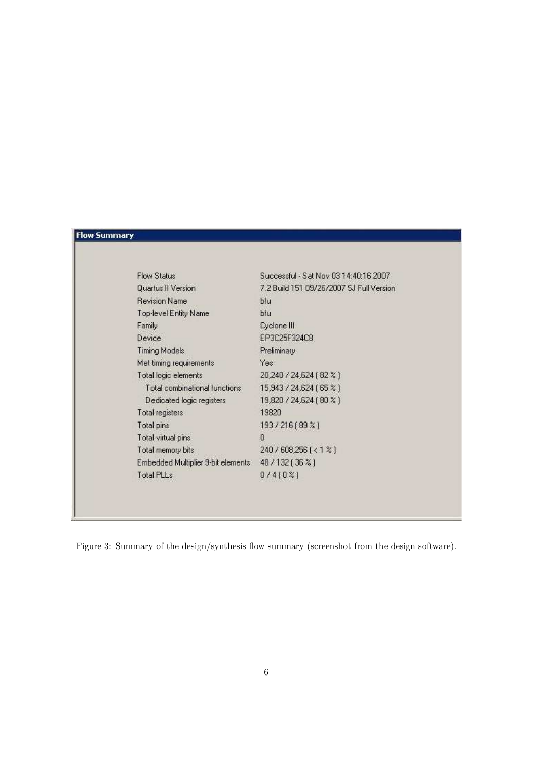**Flow Summary**

| | |
|---|---|
| Flow Status | Successful - Sat Nov 03 14:40:16 2007 |
| Quartus II Version | 7.2 Build 151 09/26/2007 SJ Full Version |
| Revision Name | bfu |
| Top-level Entity Name | bfu |
| Family | Cyclone III |
| Device | EP3C25F324C8 |
| Timing Models | Preliminary |
| Met timing requirements | Yes |
| Total logic elements | 20,240 / 24,624 ( 82 % ) |
| Total combinational functions | 15,943 / 24,624 ( 65 % ) |
| Dedicated logic registers | 19,820 / 24,624 ( 80 % ) |
| Total registers | 19820 |
| Total pins | 193 / 216 ( 89 % ) |
| Total virtual pins | 0 |
| Total memory bits | 240 / 608,256 ( < 1 % ) |
| Embedded Multiplier 9-bit elements | 48 / 132 ( 36 % ) |
| Total PLLs | 0 / 4 ( 0 % ) |

Figure 3: Summary of the design/synthesis flow summary (screenshot from the design software).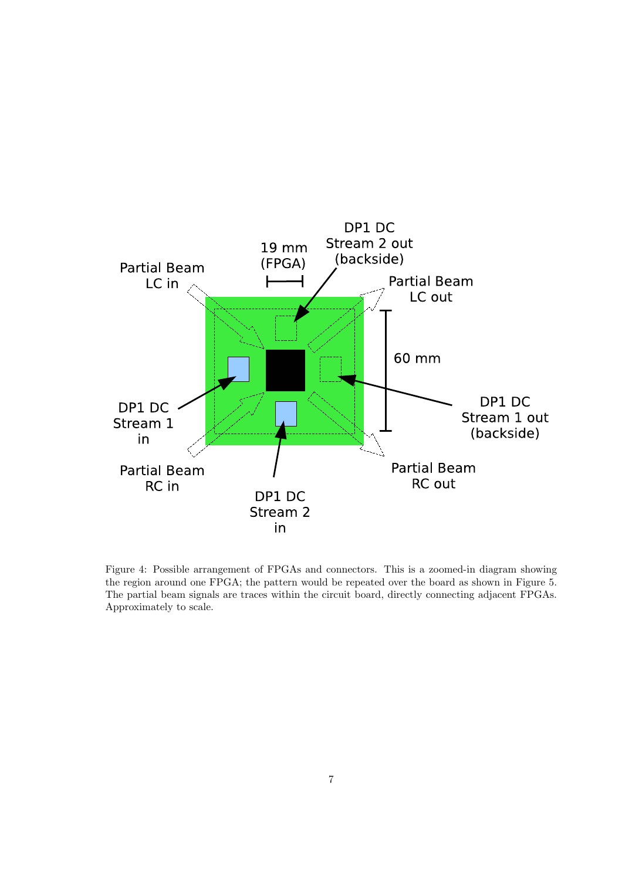Figure 4: Possible arrangement of FPGAs and connectors. This is a zoomed-in diagram showing the region around one FPGA; the pattern would be repeated over the board as shown in Figure 5. The partial beam signals are traces within the circuit board, directly connecting adjacent FPGAs. Approximately to scale.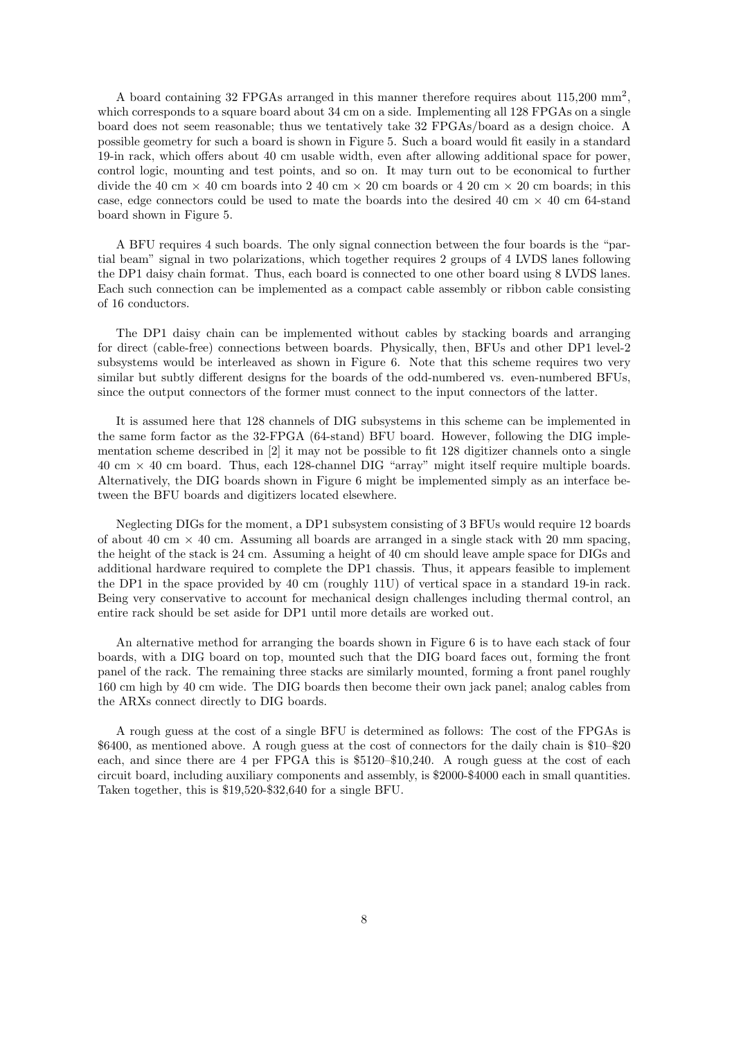A board containing 32 FPGAs arranged in this manner therefore requires about 115,200 mm$^2$, which corresponds to a square board about 34 cm on a side. Implementing all 128 FPGAs on a single board does not seem reasonable; thus we tentatively take 32 FPGAs/board as a design choice. A possible geometry for such a board is shown in Figure 5. Such a board would fit easily in a standard 19-in rack, which offers about 40 cm usable width, even after allowing additional space for power, control logic, mounting and test points, and so on. It may turn out to be economical to further divide the 40 cm × 40 cm boards into 2 40 cm × 20 cm boards or 4 20 cm × 20 cm boards; in this case, edge connectors could be used to mate the boards into the desired 40 cm × 40 cm 64-stand board shown in Figure 5.

A BFU requires 4 such boards. The only signal connection between the four boards is the "partial beam" signal in two polarizations, which together requires 2 groups of 4 LVDS lanes following the DP1 daisy chain format. Thus, each board is connected to one other board using 8 LVDS lanes. Each such connection can be implemented as a compact cable assembly or ribbon cable consisting of 16 conductors.

The DP1 daisy chain can be implemented without cables by stacking boards and arranging for direct (cable-free) connections between boards. Physically, then, BFUs and other DP1 level-2 subsystems would be interleaved as shown in Figure 6. Note that this scheme requires two very similar but subtly different designs for the boards of the odd-numbered vs. even-numbered BFUs, since the output connectors of the former must connect to the input connectors of the latter.

It is assumed here that 128 channels of DIG subsystems in this scheme can be implemented in the same form factor as the 32-FPGA (64-stand) BFU board. However, following the DIG implementation scheme described in [2] it may not be possible to fit 128 digitizer channels onto a single 40 cm × 40 cm board. Thus, each 128-channel DIG "array" might itself require multiple boards. Alternatively, the DIG boards shown in Figure 6 might be implemented simply as an interface between the BFU boards and digitizers located elsewhere.

Neglecting DIGs for the moment, a DP1 subsystem consisting of 3 BFUs would require 12 boards of about 40 cm × 40 cm. Assuming all boards are arranged in a single stack with 20 mm spacing, the height of the stack is 24 cm. Assuming a height of 40 cm should leave ample space for DIGs and additional hardware required to complete the DP1 chassis. Thus, it appears feasible to implement the DP1 in the space provided by 40 cm (roughly 11U) of vertical space in a standard 19-in rack. Being very conservative to account for mechanical design challenges including thermal control, an entire rack should be set aside for DP1 until more details are worked out.

An alternative method for arranging the boards shown in Figure 6 is to have each stack of four boards, with a DIG board on top, mounted such that the DIG board faces out, forming the front panel of the rack. The remaining three stacks are similarly mounted, forming a front panel roughly 160 cm high by 40 cm wide. The DIG boards then become their own jack panel; analog cables from the ARXs connect directly to DIG boards.

A rough guess at the cost of a single BFU is determined as follows: The cost of the FPGAs is $6400, as mentioned above. A rough guess at the cost of connectors for the daily chain is $10–$20 each, and since there are 4 per FPGA this is $5120–$10,240. A rough guess at the cost of each circuit board, including auxiliary components and assembly, is $2000-$4000 each in small quantities. Taken together, this is $19,520-$32,640 for a single BFU.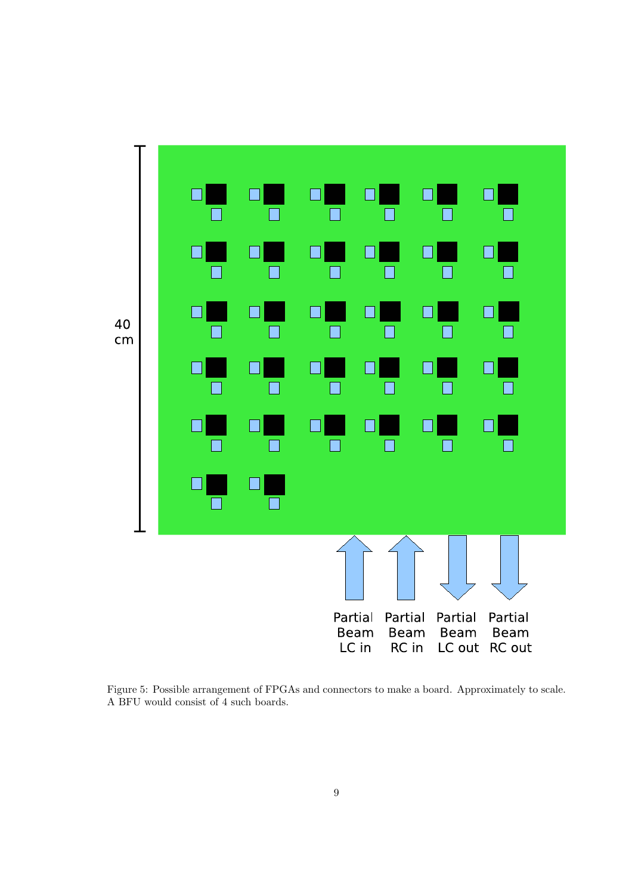Figure 5: Possible arrangement of FPGAs and connectors to make a board. Approximately to scale. A BFU would consist of 4 such boards.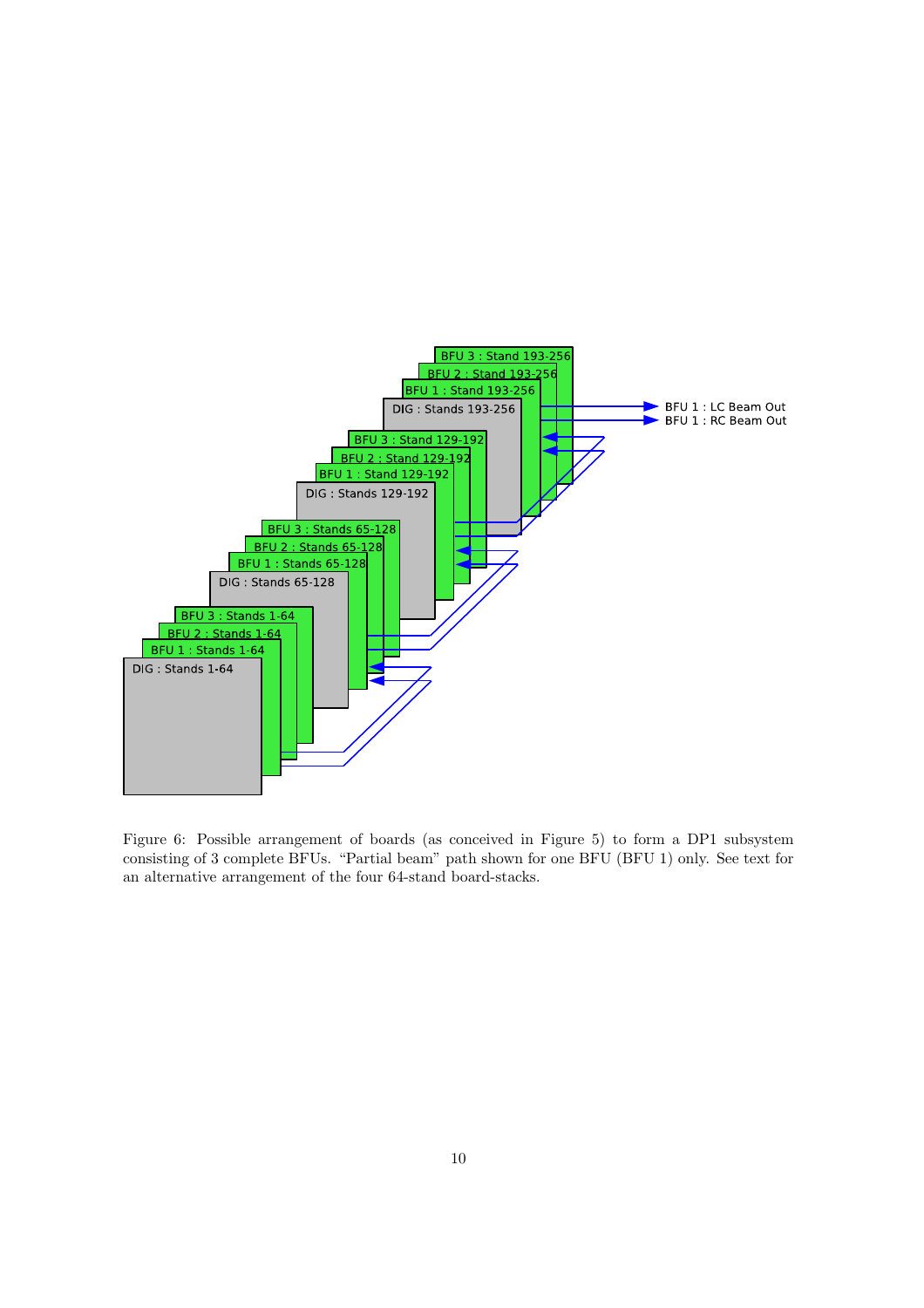Figure 6: Possible arrangement of boards (as conceived in Figure 5) to form a DP1 subsystem consisting of 3 complete BFUs. "Partial beam" path shown for one BFU (BFU 1) only. See text for an alternative arrangement of the four 64-stand board-stacks.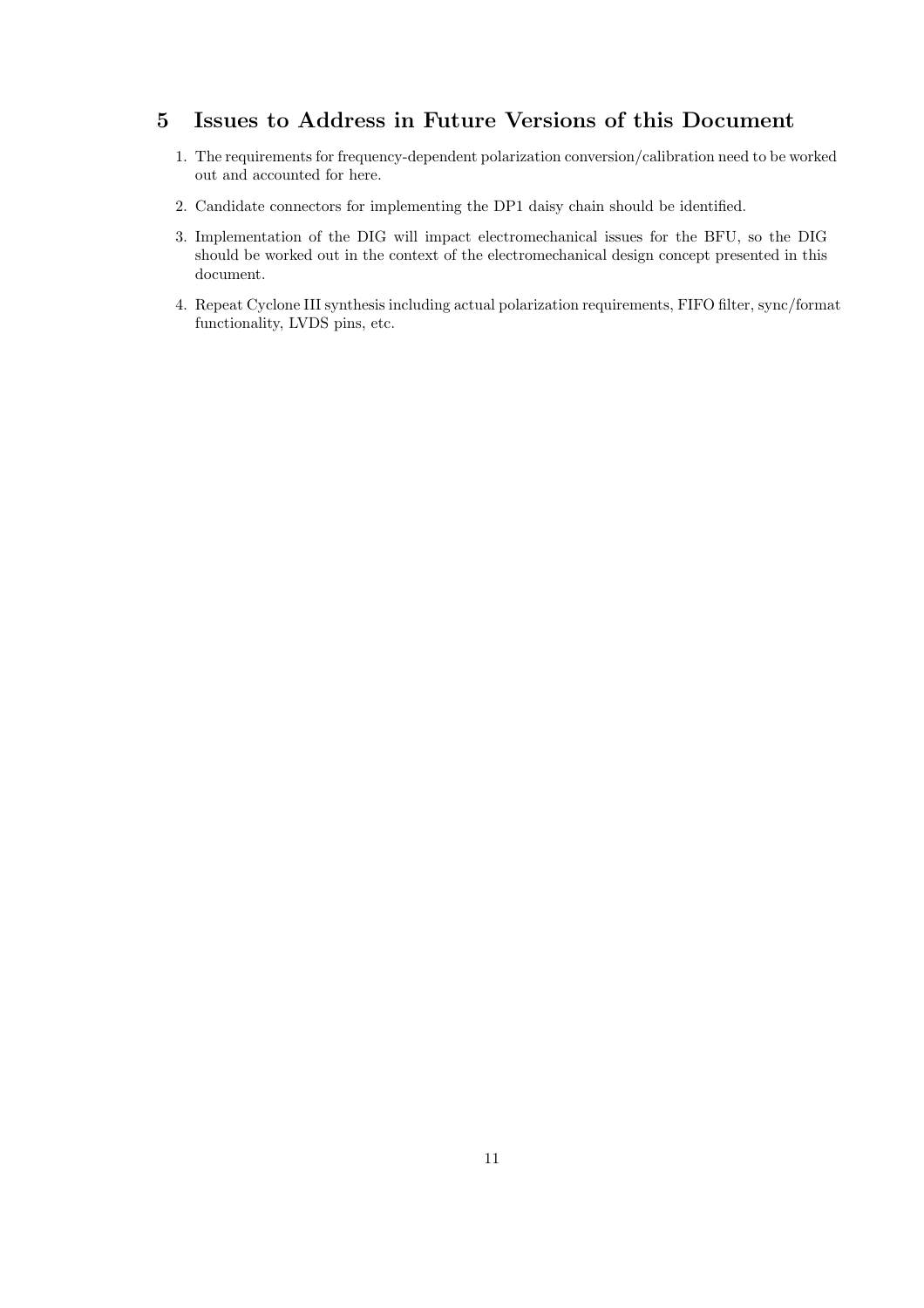## 5 Issues to Address in Future Versions of this Document

1. The requirements for frequency-dependent polarization conversion/calibration need to be worked out and accounted for here.
2. Candidate connectors for implementing the DP1 daisy chain should be identified.
3. Implementation of the DIG will impact electromechanical issues for the BFU, so the DIG should be worked out in the context of the electromechanical design concept presented in this document.
4. Repeat Cyclone III synthesis including actual polarization requirements, FIFO filter, sync/format functionality, LVDS pins, etc.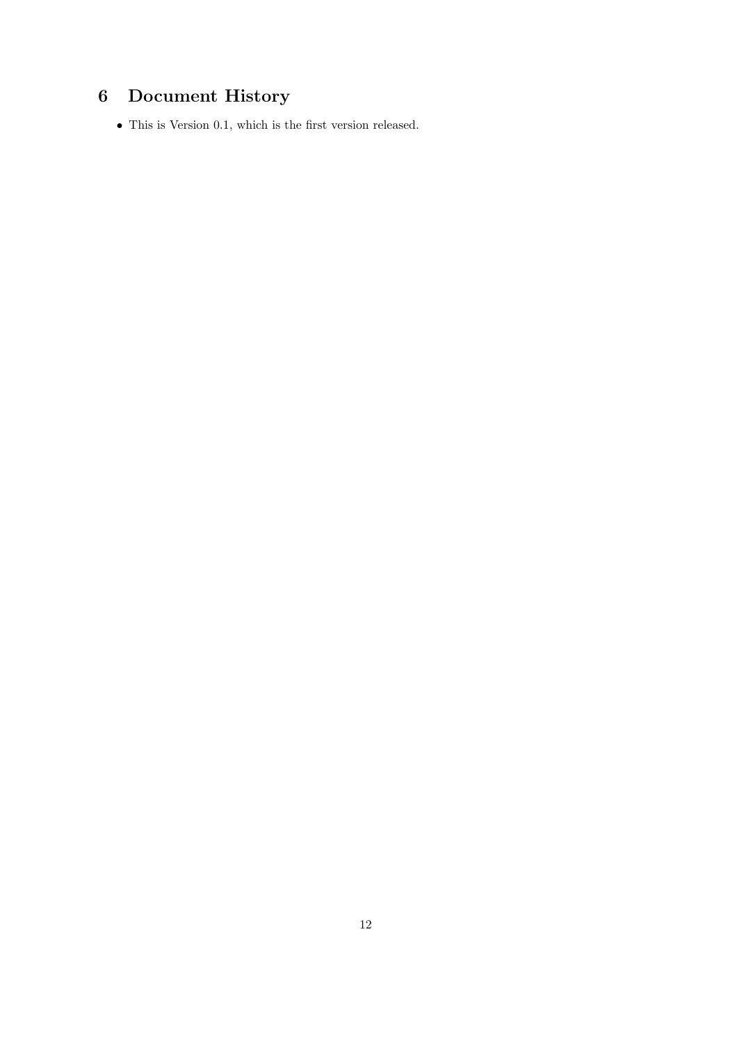# 6 Document History

- This is Version 0.1, which is the first version released.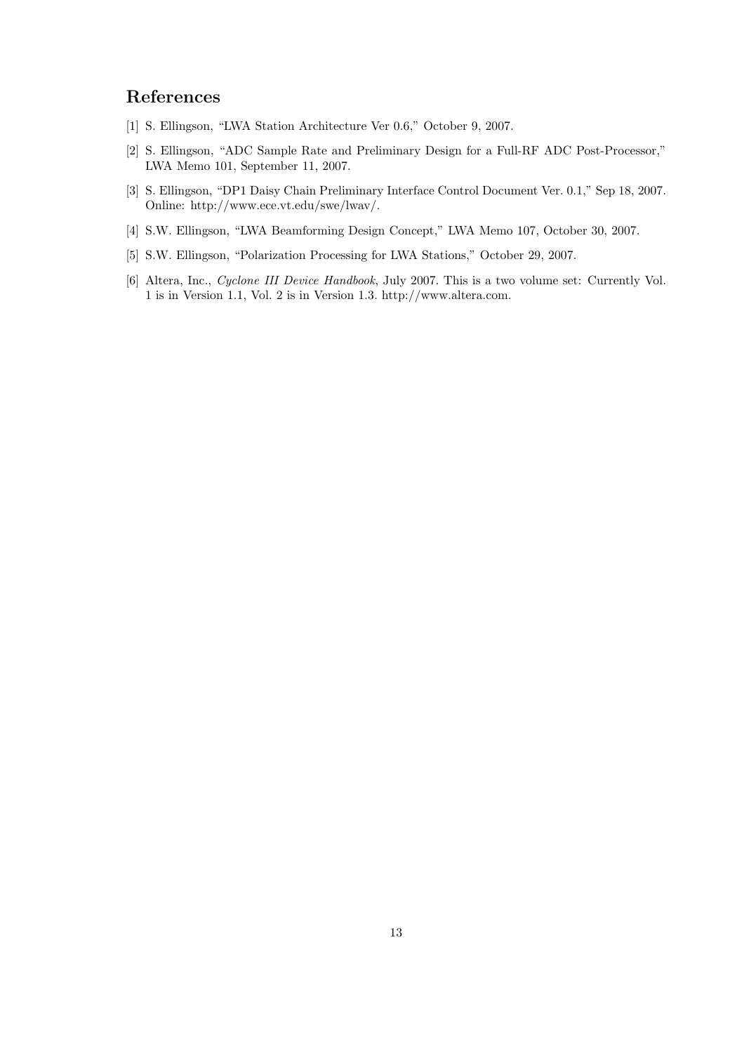# References

[1] S. Ellingson, "LWA Station Architecture Ver 0.6," October 9, 2007.

[2] S. Ellingson, "ADC Sample Rate and Preliminary Design for a Full-RF ADC Post-Processor," LWA Memo 101, September 11, 2007.

[3] S. Ellingson, "DP1 Daisy Chain Preliminary Interface Control Document Ver. 0.1," Sep 18, 2007. Online: http://www.ece.vt.edu/swe/lwav/.

[4] S.W. Ellingson, "LWA Beamforming Design Concept," LWA Memo 107, October 30, 2007.

[5] S.W. Ellingson, "Polarization Processing for LWA Stations," October 29, 2007.

[6] Altera, Inc., *Cyclone III Device Handbook*, July 2007. This is a two volume set: Currently Vol. 1 is in Version 1.1, Vol. 2 is in Version 1.3. http://www.altera.com.